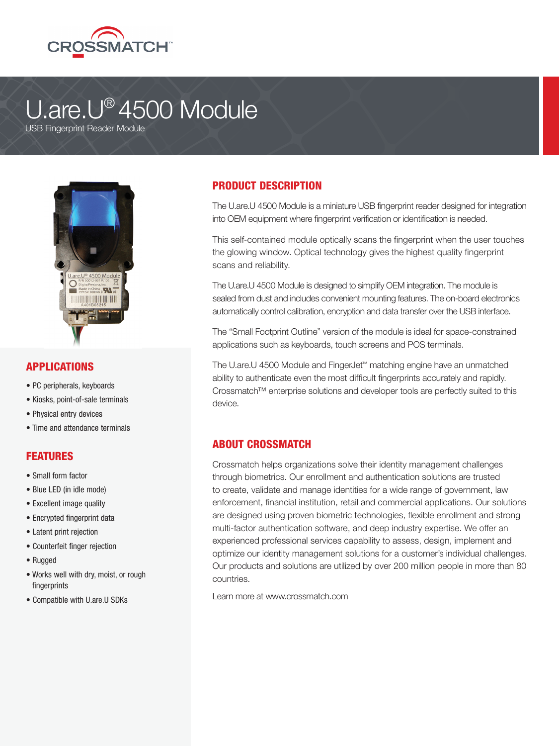# U.are.U® 4500 Module

USB Fingerprint Reader Module

## PRODUCT DESCRIPTION

The U.are.U 4500 Module is a miniature USB fingerprint reader designed for integration into OEM equipment where fingerprint verification or identification is needed.

This self-contained module optically scans the fingerprint when the user touches the glowing window. Optical technology gives the highest quality fingerprint scans and reliability.

The U.are.U 4500 Module is designed to simplify OEM integration. The module is sealed from dust and includes convenient mounting features. The on-board electronics automatically control calibration, encryption and data transfer over the USB interface.

The "Small Footprint Outline" version of the module is ideal for space-constrained applications such as keyboards, touch screens and POS terminals.

The U.are.U 4500 Module and FingerJet™ matching engine have an unmatched ability to authenticate even the most difficult fingerprints accurately and rapidly. Crossmatch™ enterprise solutions and developer tools are perfectly suited to this device.

## APPLICATIONS

- PC peripherals, keyboards
- Kiosks, point-of-sale terminals
- Physical entry devices
- Time and attendance terminals

## FEATURES

- Small form factor
- Blue LED (in idle mode)
- Excellent image quality
- Encrypted fingerprint data
- Latent print rejection
- Counterfeit finger rejection
- Rugged
- Works well with dry, moist, or rough fingerprints
- Compatible with U.are.U SDKs

## ABOUT CROSSMATCH

Crossmatch helps organizations solve their identity management challenges through biometrics. Our enrollment and authentication solutions are trusted to create, validate and manage identities for a wide range of government, law enforcement, financial institution, retail and commercial applications. Our solutions are designed using proven biometric technologies, flexible enrollment and strong multi-factor authentication software, and deep industry expertise. We offer an experienced professional services capability to assess, design, implement and optimize our identity management solutions for a customer's individual challenges. Our products and solutions are utilized by over 200 million people in more than 80 countries.

Learn more at www.crossmatch.com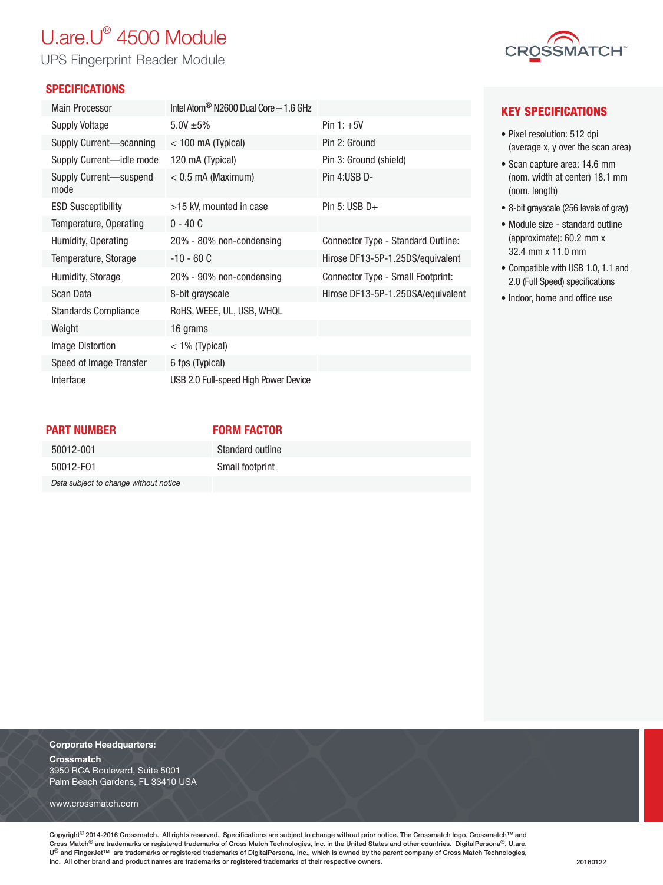# U.are.U® 4500 Module

UPS Fingerprint Reader Module

CROSSMATCH™

## SPECIFICATIONS

| | | |
|---|---|---|
| Main Processor | Intel Atom® N2600 Dual Core – 1.6 GHz | |
| Supply Voltage | 5.0V ±5% | Pin 1: +5V |
| Supply Current—scanning | < 100 mA (Typical) | Pin 2: Ground |
| Supply Current—idle mode | 120 mA (Typical) | Pin 3: Ground (shield) |
| Supply Current—suspend mode | < 0.5 mA (Maximum) | Pin 4:USB D- |
| ESD Susceptibility | >15 kV, mounted in case | Pin 5: USB D+ |
| Temperature, Operating | 0 - 40 C | |
| Humidity, Operating | 20% - 80% non-condensing | Connector Type - Standard Outline: |
| Temperature, Storage | -10 - 60 C | Hirose DF13-5P-1.25DS/equivalent |
| Humidity, Storage | 20% - 90% non-condensing | Connector Type - Small Footprint: |
| Scan Data | 8-bit grayscale | Hirose DF13-5P-1.25DSA/equivalent |
| Standards Compliance | RoHS, WEEE, UL, USB, WHQL | |
| Weight | 16 grams | |
| Image Distortion | < 1% (Typical) | |
| Speed of Image Transfer | 6 fps (Typical) | |
| Interface | USB 2.0 Full-speed High Power Device | |

| PART NUMBER | FORM FACTOR |
|---|---|
| 50012-001 | Standard outline |
| 50012-F01 | Small footprint |
| *Data subject to change without notice* | |

## KEY SPECIFICATIONS

- Pixel resolution: 512 dpi (average x, y over the scan area)
- Scan capture area: 14.6 mm (nom. width at center) 18.1 mm (nom. length)
- 8-bit grayscale (256 levels of gray)
- Module size - standard outline (approximate): 60.2 mm x 32.4 mm x 11.0 mm
- Compatible with USB 1.0, 1.1 and 2.0 (Full Speed) specifications
- Indoor, home and office use

**Corporate Headquarters:**

**Crossmatch**
3950 RCA Boulevard, Suite 5001
Palm Beach Gardens, FL 33410 USA

www.crossmatch.com

Copyright© 2014-2016 Crossmatch. All rights reserved. Specifications are subject to change without prior notice. The Crossmatch logo, Crossmatch™ and Cross Match® are trademarks or registered trademarks of Cross Match Technologies, Inc. in the United States and other countries. DigitalPersona®, U.are.U® and FingerJet™ are trademarks or registered trademarks of DigitalPersona, Inc., which is owned by the parent company of Cross Match Technologies, Inc. All other brand and product names are trademarks or registered trademarks of their respective owners.

20160122